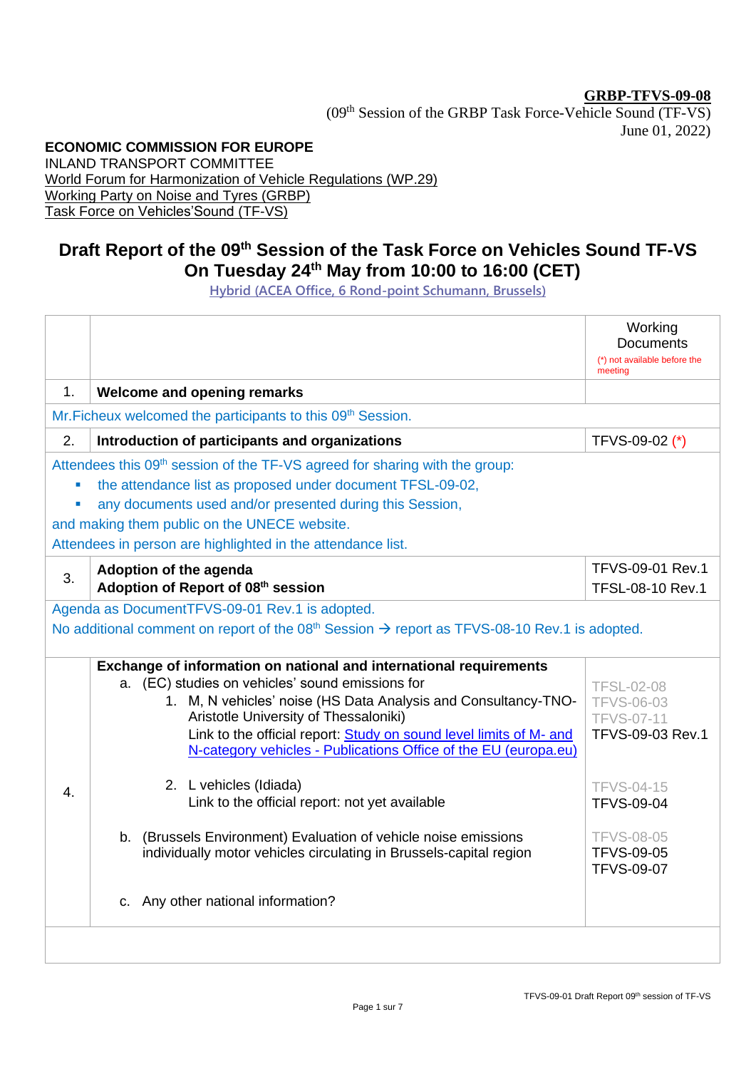**GRBP-TFVS-09-08**

(09th Session of the GRBP Task Force-Vehicle Sound (TF-VS)
June 01, 2022)

**ECONOMIC COMMISSION FOR EUROPE**
INLAND TRANSPORT COMMITTEE
World Forum for Harmonization of Vehicle Regulations (WP.29)
Working Party on Noise and Tyres (GRBP)
Task Force on Vehicles'Sound (TF-VS)

# Draft Report of the 09th Session of the Task Force on Vehicles Sound TF-VS On Tuesday 24th May from 10:00 to 16:00 (CET)

Hybrid (ACEA Office, 6 Rond-point Schumann, Brussels)

| | | Working Documents (*) not available before the meeting |
|---|---|---|
| 1. | **Welcome and opening remarks** | |
| Mr.Ficheux welcomed the participants to this 09th Session. | | |
| 2. | **Introduction of participants and organizations** | TFVS-09-02 (*) |
| Attendees this 09th session of the TF-VS agreed for sharing with the group:<br>▪ the attendance list as proposed under document TFSL-09-02,<br>▪ any documents used and/or presented during this Session,<br>and making them public on the UNECE website.<br>Attendees in person are highlighted in the attendance list. | | |
| 3. | **Adoption of the agenda**<br>**Adoption of Report of 08th session** | TFVS-09-01 Rev.1<br>TFSL-08-10 Rev.1 |
| Agenda as DocumentTFVS-09-01 Rev.1 is adopted.<br>No additional comment on report of the 08th Session → report as TFVS-08-10 Rev.1 is adopted. | | |
| 4. | **Exchange of information on national and international requirements**<br>a. (EC) studies on vehicles' sound emissions for<br>1. M, N vehicles' noise (HS Data Analysis and Consultancy-TNO-Aristotle University of Thessaloniki)<br>Link to the official report: Study on sound level limits of M- and N-category vehicles - Publications Office of the EU (europa.eu)<br><br>2. L vehicles (Idiada)<br>Link to the official report: not yet available<br><br>b. (Brussels Environment) Evaluation of vehicle noise emissions individually motor vehicles circulating in Brussels-capital region<br><br>c. Any other national information? | TFSL-02-08<br>TFVS-06-03<br>TFVS-07-11<br>TFVS-09-03 Rev.1<br><br>TFVS-04-15<br>TFVS-09-04<br><br>TFVS-08-05<br>TFVS-09-05<br>TFVS-09-07 |
| | | |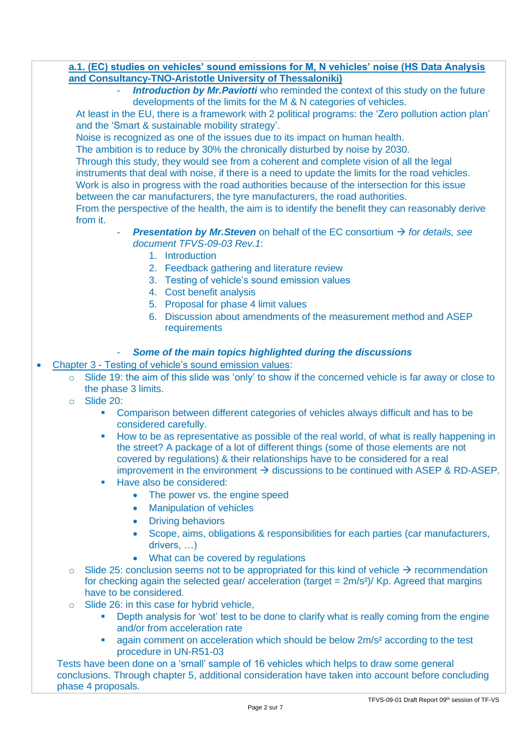**a.1. (EC) studies on vehicles' sound emissions for M, N vehicles' noise (HS Data Analysis and Consultancy-TNO-Aristotle University of Thessaloniki)**

- ***Introduction by Mr.Paviotti*** who reminded the context of this study on the future developments of the limits for the M & N categories of vehicles.

At least in the EU, there is a framework with 2 political programs: the 'Zero pollution action plan' and the 'Smart & sustainable mobility strategy'.
Noise is recognized as one of the issues due to its impact on human health.
The ambition is to reduce by 30% the chronically disturbed by noise by 2030.
Through this study, they would see from a coherent and complete vision of all the legal instruments that deal with noise, if there is a need to update the limits for the road vehicles.
Work is also in progress with the road authorities because of the intersection for this issue between the car manufacturers, the tyre manufacturers, the road authorities.
From the perspective of the health, the aim is to identify the benefit they can reasonably derive from it.

- ***Presentation by Mr.Steven*** on behalf of the EC consortium → *for details, see document TFVS-09-03 Rev.1*:
  1. Introduction
  2. Feedback gathering and literature review
  3. Testing of vehicle's sound emission values
  4. Cost benefit analysis
  5. Proposal for phase 4 limit values
  6. Discussion about amendments of the measurement method and ASEP requirements

- ***Some of the main topics highlighted during the discussions***

- Chapter 3 - Testing of vehicle's sound emission values:
  - Slide 19: the aim of this slide was 'only' to show if the concerned vehicle is far away or close to the phase 3 limits.
  - Slide 20:
    - Comparison between different categories of vehicles always difficult and has to be considered carefully.
    - How to be as representative as possible of the real world, of what is really happening in the street? A package of a lot of different things (some of those elements are not covered by regulations) & their relationships have to be considered for a real improvement in the environment → discussions to be continued with ASEP & RD-ASEP.
    - Have also be considered:
      - The power vs. the engine speed
      - Manipulation of vehicles
      - Driving behaviors
      - Scope, aims, obligations & responsibilities for each parties (car manufacturers, drivers, …)
      - What can be covered by regulations
  - Slide 25: conclusion seems not to be appropriated for this kind of vehicle → recommendation for checking again the selected gear/ acceleration (target = $2 m/s^2$)/ Kp. Agreed that margins have to be considered.
  - Slide 26: in this case for hybrid vehicle,
    - Depth analysis for 'wot' test to be done to clarify what is really coming from the engine and/or from acceleration rate
    - again comment on acceleration which should be below $2 m/s^2$ according to the test procedure in UN-R51-03

Tests have been done on a 'small' sample of 16 vehicles which helps to draw some general conclusions. Through chapter 5, additional consideration have taken into account before concluding phase 4 proposals.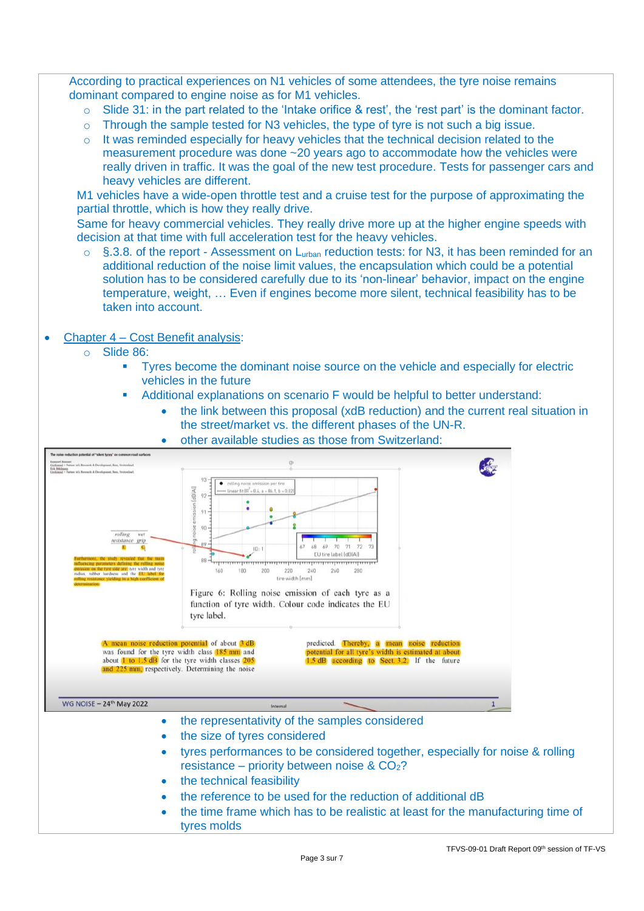According to practical experiences on N1 vehicles of some attendees, the tyre noise remains dominant compared to engine noise as for M1 vehicles.

- Slide 31: in the part related to the 'Intake orifice & rest', the 'rest part' is the dominant factor.
- Through the sample tested for N3 vehicles, the type of tyre is not such a big issue.
- It was reminded especially for heavy vehicles that the technical decision related to the measurement procedure was done ~20 years ago to accommodate how the vehicles were really driven in traffic. It was the goal of the new test procedure. Tests for passenger cars and heavy vehicles are different.

M1 vehicles have a wide-open throttle test and a cruise test for the purpose of approximating the partial throttle, which is how they really drive.

Same for heavy commercial vehicles. They really drive more up at the higher engine speeds with decision at that time with full acceleration test for the heavy vehicles.

- §.3.8. of the report - Assessment on $L_{urban}$ reduction tests: for N3, it has been reminded for an additional reduction of the noise limit values, the encapsulation which could be a potential solution has to be considered carefully due to its 'non-linear' behavior, impact on the engine temperature, weight, … Even if engines become more silent, technical feasibility has to be taken into account.

- Chapter 4 – Cost Benefit analysis:
  - Slide 86:
    - Tyres become the dominant noise source on the vehicle and especially for electric vehicles in the future
    - Additional explanations on scenario F would be helpful to better understand:
      - the link between this proposal (xdB reduction) and the current real situation in the street/market vs. the different phases of the UN-R.
      - other available studies as those from Switzerland:

The noise reduction potential of "silent tyres" on common road surfaces

Figure 6: Rolling noise emission of each tyre as a function of tyre width. Colour code indicates the EU tyre label.

A mean noise reduction potential of about 3 dB was found for the tyre width class 185 mm and about 1 to 1.5 dB for the tyre width classes 205 and 225 mm, respectively. Determining the noise predicted. Thereby, a mean noise reduction potential for all tyre's width is estimated at about 1.5 dB according to Sect. 3.2. If the future

WG NOISE – 24th May 2022

      - the representativity of the samples considered
      - the size of tyres considered
      - tyres performances to be considered together, especially for noise & rolling resistance – priority between noise & $CO_2$?
      - the technical feasibility
      - the reference to be used for the reduction of additional dB
      - the time frame which has to be realistic at least for the manufacturing time of tyres molds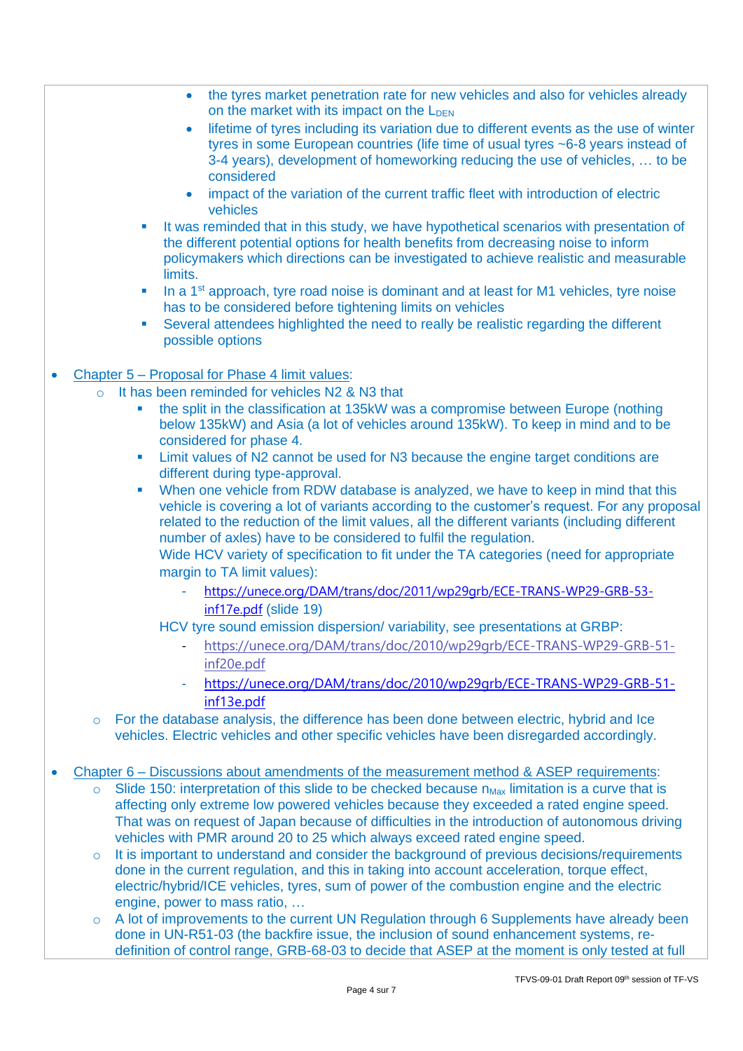- the tyres market penetration rate for new vehicles and also for vehicles already on the market with its impact on the $L_{DEN}$
        - lifetime of tyres including its variation due to different events as the use of winter tyres in some European countries (life time of usual tyres ~6-8 years instead of 3-4 years), development of homeworking reducing the use of vehicles, … to be considered
        - impact of the variation of the current traffic fleet with introduction of electric vehicles
    - It was reminded that in this study, we have hypothetical scenarios with presentation of the different potential options for health benefits from decreasing noise to inform policymakers which directions can be investigated to achieve realistic and measurable limits.
    - In a 1st approach, tyre road noise is dominant and at least for M1 vehicles, tyre noise has to be considered before tightening limits on vehicles
    - Several attendees highlighted the need to really be realistic regarding the different possible options

- Chapter 5 – Proposal for Phase 4 limit values:
    - It has been reminded for vehicles N2 & N3 that
        - the split in the classification at 135kW was a compromise between Europe (nothing below 135kW) and Asia (a lot of vehicles around 135kW). To keep in mind and to be considered for phase 4.
        - Limit values of N2 cannot be used for N3 because the engine target conditions are different during type-approval.
        - When one vehicle from RDW database is analyzed, we have to keep in mind that this vehicle is covering a lot of variants according to the customer's request. For any proposal related to the reduction of the limit values, all the different variants (including different number of axles) have to be considered to fulfil the regulation.
          Wide HCV variety of specification to fit under the TA categories (need for appropriate margin to TA limit values):
            - https://unece.org/DAM/trans/doc/2011/wp29grb/ECE-TRANS-WP29-GRB-53-inf17e.pdf (slide 19)

          HCV tyre sound emission dispersion/ variability, see presentations at GRBP:
            - https://unece.org/DAM/trans/doc/2010/wp29grb/ECE-TRANS-WP29-GRB-51-inf20e.pdf
            - https://unece.org/DAM/trans/doc/2010/wp29grb/ECE-TRANS-WP29-GRB-51-inf13e.pdf
    - For the database analysis, the difference has been done between electric, hybrid and Ice vehicles. Electric vehicles and other specific vehicles have been disregarded accordingly.

- Chapter 6 – Discussions about amendments of the measurement method & ASEP requirements:
    - Slide 150: interpretation of this slide to be checked because $n_{Max}$ limitation is a curve that is affecting only extreme low powered vehicles because they exceeded a rated engine speed. That was on request of Japan because of difficulties in the introduction of autonomous driving vehicles with PMR around 20 to 25 which always exceed rated engine speed.
    - It is important to understand and consider the background of previous decisions/requirements done in the current regulation, and this in taking into account acceleration, torque effect, electric/hybrid/ICE vehicles, tyres, sum of power of the combustion engine and the electric engine, power to mass ratio, …
    - A lot of improvements to the current UN Regulation through 6 Supplements have already been done in UN-R51-03 (the backfire issue, the inclusion of sound enhancement systems, re-definition of control range, GRB-68-03 to decide that ASEP at the moment is only tested at full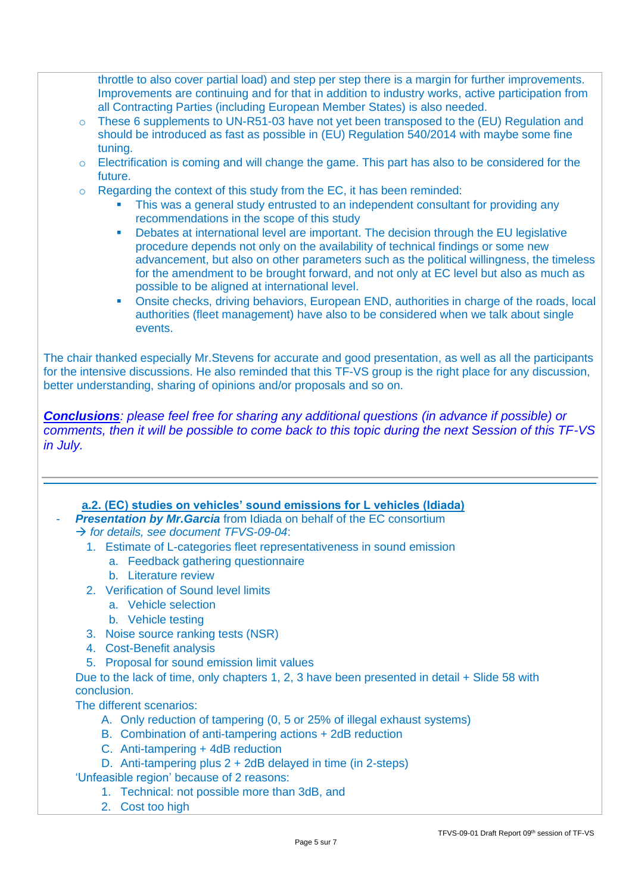throttle to also cover partial load) and step per step there is a margin for further improvements. Improvements are continuing and for that in addition to industry works, active participation from all Contracting Parties (including European Member States) is also needed.

- These 6 supplements to UN-R51-03 have not yet been transposed to the (EU) Regulation and should be introduced as fast as possible in (EU) Regulation 540/2014 with maybe some fine tuning.
- Electrification is coming and will change the game. This part has also to be considered for the future.
- Regarding the context of this study from the EC, it has been reminded:
  - This was a general study entrusted to an independent consultant for providing any recommendations in the scope of this study
  - Debates at international level are important. The decision through the EU legislative procedure depends not only on the availability of technical findings or some new advancement, but also on other parameters such as the political willingness, the timeless for the amendment to be brought forward, and not only at EC level but also as much as possible to be aligned at international level.
  - Onsite checks, driving behaviors, European END, authorities in charge of the roads, local authorities (fleet management) have also to be considered when we talk about single events.

The chair thanked especially Mr.Stevens for accurate and good presentation, as well as all the participants for the intensive discussions. He also reminded that this TF-VS group is the right place for any discussion, better understanding, sharing of opinions and/or proposals and so on.

***Conclusions****: please feel free for sharing any additional questions (in advance if possible) or comments, then it will be possible to come back to this topic during the next Session of this TF-VS in July.*

---

**a.2. (EC) studies on vehicles' sound emissions for L vehicles (Idiada)**

- ***Presentation by Mr.Garcia*** from Idiada on behalf of the EC consortium
  → *for details, see document TFVS-09-04*:
  1. Estimate of L-categories fleet representativeness in sound emission
     a. Feedback gathering questionnaire
     b. Literature review
  2. Verification of Sound level limits
     a. Vehicle selection
     b. Vehicle testing
  3. Noise source ranking tests (NSR)
  4. Cost-Benefit analysis
  5. Proposal for sound emission limit values

  Due to the lack of time, only chapters 1, 2, 3 have been presented in detail + Slide 58 with conclusion.

  The different scenarios:
  A. Only reduction of tampering (0, 5 or 25% of illegal exhaust systems)
  B. Combination of anti-tampering actions + 2dB reduction
  C. Anti-tampering + 4dB reduction
  D. Anti-tampering plus 2 + 2dB delayed in time (in 2-steps)

  'Unfeasible region' because of 2 reasons:
  1. Technical: not possible more than 3dB, and
  2. Cost too high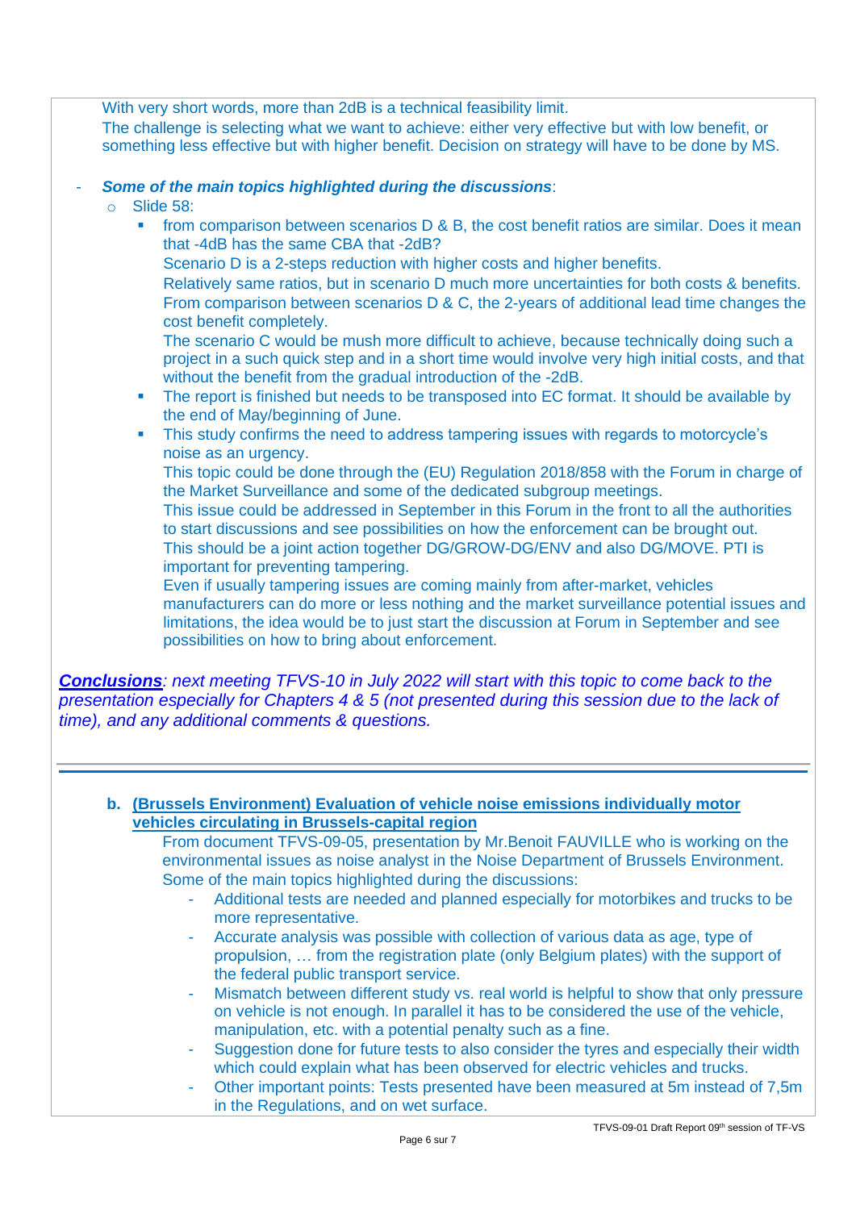With very short words, more than 2dB is a technical feasibility limit.
The challenge is selecting what we want to achieve: either very effective but with low benefit, or something less effective but with higher benefit. Decision on strategy will have to be done by MS.

- ***Some of the main topics highlighted during the discussions***:
  - Slide 58:
    - from comparison between scenarios D & B, the cost benefit ratios are similar. Does it mean that -4dB has the same CBA that -2dB?
      Scenario D is a 2-steps reduction with higher costs and higher benefits.
      Relatively same ratios, but in scenario D much more uncertainties for both costs & benefits.
      From comparison between scenarios D & C, the 2-years of additional lead time changes the cost benefit completely.
      The scenario C would be mush more difficult to achieve, because technically doing such a project in a such quick step and in a short time would involve very high initial costs, and that without the benefit from the gradual introduction of the -2dB.
    - The report is finished but needs to be transposed into EC format. It should be available by the end of May/beginning of June.
    - This study confirms the need to address tampering issues with regards to motorcycle's noise as an urgency.
      This topic could be done through the (EU) Regulation 2018/858 with the Forum in charge of the Market Surveillance and some of the dedicated subgroup meetings.
      This issue could be addressed in September in this Forum in the front to all the authorities to start discussions and see possibilities on how the enforcement can be brought out.
      This should be a joint action together DG/GROW-DG/ENV and also DG/MOVE. PTI is important for preventing tampering.
      Even if usually tampering issues are coming mainly from after-market, vehicles manufacturers can do more or less nothing and the market surveillance potential issues and limitations, the idea would be to just start the discussion at Forum in September and see possibilities on how to bring about enforcement.

***Conclusions****: next meeting TFVS-10 in July 2022 will start with this topic to come back to the presentation especially for Chapters 4 & 5 (not presented during this session due to the lack of time), and any additional comments & questions.*

---

**b. (Brussels Environment) Evaluation of vehicle noise emissions individually motor vehicles circulating in Brussels-capital region**

From document TFVS-09-05, presentation by Mr.Benoit FAUVILLE who is working on the environmental issues as noise analyst in the Noise Department of Brussels Environment.
Some of the main topics highlighted during the discussions:

- Additional tests are needed and planned especially for motorbikes and trucks to be more representative.
- Accurate analysis was possible with collection of various data as age, type of propulsion, … from the registration plate (only Belgium plates) with the support of the federal public transport service.
- Mismatch between different study vs. real world is helpful to show that only pressure on vehicle is not enough. In parallel it has to be considered the use of the vehicle, manipulation, etc. with a potential penalty such as a fine.
- Suggestion done for future tests to also consider the tyres and especially their width which could explain what has been observed for electric vehicles and trucks.
- Other important points: Tests presented have been measured at 5m instead of 7,5m in the Regulations, and on wet surface.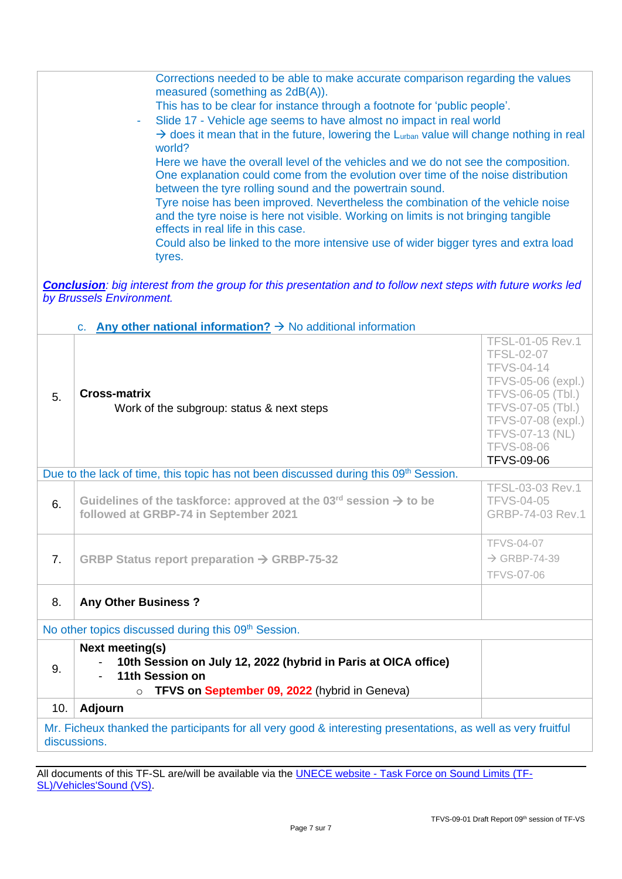| | | |
|---|---|---|
| | Corrections needed to be able to make accurate comparison regarding the values measured (something as 2dB(A)).<br>This has to be clear for instance through a footnote for 'public people'.<br>- Slide 17 - Vehicle age seems to have almost no impact in real world<br>→ does it mean that in the future, lowering the $L_{urban}$ value will change nothing in real world?<br>Here we have the overall level of the vehicles and we do not see the composition. One explanation could come from the evolution over time of the noise distribution between the tyre rolling sound and the powertrain sound.<br>Tyre noise has been improved. Nevertheless the combination of the vehicle noise and the tyre noise is here not visible. Working on limits is not bringing tangible effects in real life in this case.<br>Could also be linked to the more intensive use of wider bigger tyres and extra load tyres.<br><br>***Conclusion**: big interest from the group for this presentation and to follow next steps with future works led by Brussels Environment.*<br><br>c. **Any other national information?** → No additional information | |
| 5. | **Cross-matrix**<br>Work of the subgroup: status & next steps | TFSL-01-05 Rev.1<br>TFSL-02-07<br>TFVS-04-14<br>TFVS-05-06 (expl.)<br>TFVS-06-05 (Tbl.)<br>TFVS-07-05 (Tbl.)<br>TFVS-07-08 (expl.)<br>TFVS-07-13 (NL)<br>TFVS-08-06<br>TFVS-09-06 |
| Due to the lack of time, this topic has not been discussed during this 09th Session. | | |
| 6. | **Guidelines of the taskforce: approved at the 03rd session → to be followed at GRBP-74 in September 2021** | TFSL-03-03 Rev.1<br>TFVS-04-05<br>GRBP-74-03 Rev.1 |
| 7. | **GRBP Status report preparation → GRBP-75-32** | TFVS-04-07<br>→ GRBP-74-39<br>TFVS-07-06 |
| 8. | **Any Other Business ?** | |
| No other topics discussed during this 09th Session. | | |
| 9. | **Next meeting(s)**<br>- **10th Session on July 12, 2022 (hybrid in Paris at OICA office)**<br>- **11th Session on**<br>  ○ **TFVS on September 09, 2022** (hybrid in Geneva) | |
| 10. | **Adjourn** | |
| Mr. Ficheux thanked the participants for all very good & interesting presentations, as well as very fruitful discussions. | | |

All documents of this TF-SL are/will be available via the [UNECE website - Task Force on Sound Limits (TF-SL)/Vehicles'Sound (VS)](#).

TFVS-09-01 Draft Report 09th session of TF-VS